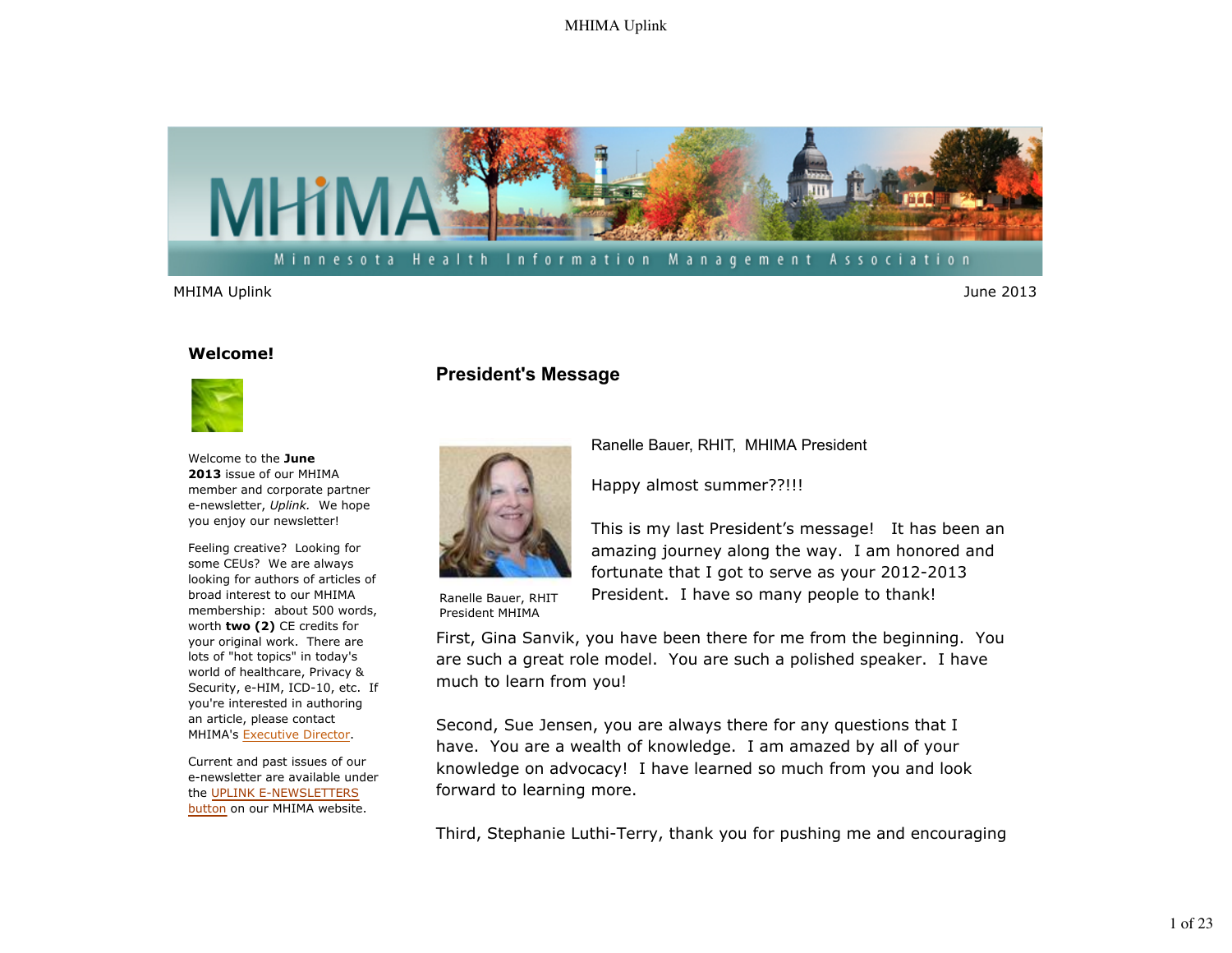MHIMA Uplink

June 2013

## Welcome!

Welcome to the **June 2013** issue of our MHIMA member and corporate partner e-newsletter, *Uplink.* We hope you enjoy our newsletter!

Feeling creative? Looking for some CEUs? We are always looking for authors of articles of broad interest to our MHIMA membership: about 500 words, worth **two (2)** CE credits for your original work. There are lots of "hot topics" in today's world of healthcare, Privacy & Security, e-HIM, ICD-10, etc. If you're interested in authoring an article, please contact MHIMA's Executive Director.

Current and past issues of our e-newsletter are available under the UPLINK E-NEWSLETTERS button on our MHIMA website.

## President's Message

Ranelle Bauer, RHIT
President MHIMA

Ranelle Bauer, RHIT, MHIMA President

Happy almost summer??!!!

This is my last President's message! It has been an amazing journey along the way. I am honored and fortunate that I got to serve as your 2012-2013 President. I have so many people to thank!

First, Gina Sanvik, you have been there for me from the beginning. You are such a great role model. You are such a polished speaker. I have much to learn from you!

Second, Sue Jensen, you are always there for any questions that I have. You are a wealth of knowledge. I am amazed by all of your knowledge on advocacy! I have learned so much from you and look forward to learning more.

Third, Stephanie Luthi-Terry, thank you for pushing me and encouraging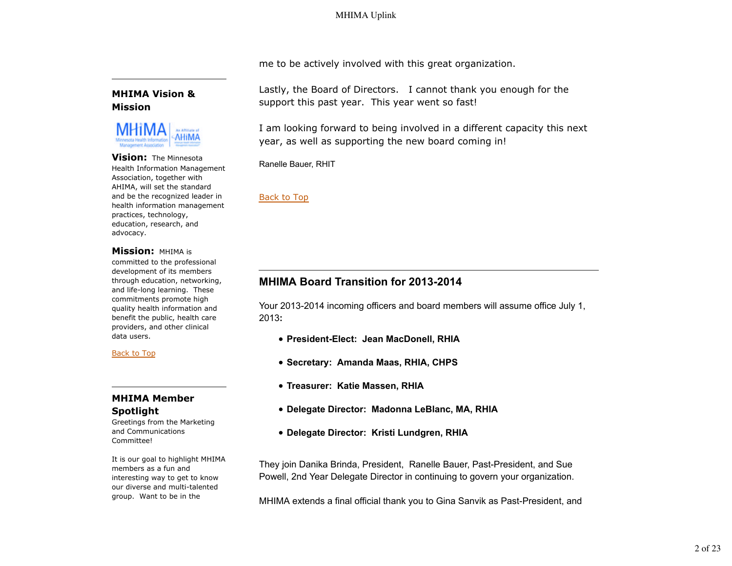me to be actively involved with this great organization.

Lastly, the Board of Directors. I cannot thank you enough for the support this past year. This year went so fast!

I am looking forward to being involved in a different capacity this next year, as well as supporting the new board coming in!

Ranelle Bauer, RHIT

Back to Top

## MHIMA Board Transition for 2013-2014

Your 2013-2014 incoming officers and board members will assume office July 1, 2013:

- **President-Elect: Jean MacDonell, RHIA**
- **Secretary: Amanda Maas, RHIA, CHPS**
- **Treasurer: Katie Massen, RHIA**
- **Delegate Director: Madonna LeBlanc, MA, RHIA**
- **Delegate Director: Kristi Lundgren, RHIA**

They join Danika Brinda, President, Ranelle Bauer, Past-President, and Sue Powell, 2nd Year Delegate Director in continuing to govern your organization.

MHIMA extends a final official thank you to Gina Sanvik as Past-President, and

### MHIMA Vision & Mission

**Vision:** The Minnesota Health Information Management Association, together with AHIMA, will set the standard and be the recognized leader in health information management practices, technology, education, research, and advocacy.

**Mission:** MHIMA is committed to the professional development of its members through education, networking, and life-long learning. These commitments promote high quality health information and benefit the public, health care providers, and other clinical data users.

Back to Top

### MHIMA Member Spotlight

Greetings from the Marketing and Communications Committee!

It is our goal to highlight MHIMA members as a fun and interesting way to get to know our diverse and multi-talented group. Want to be in the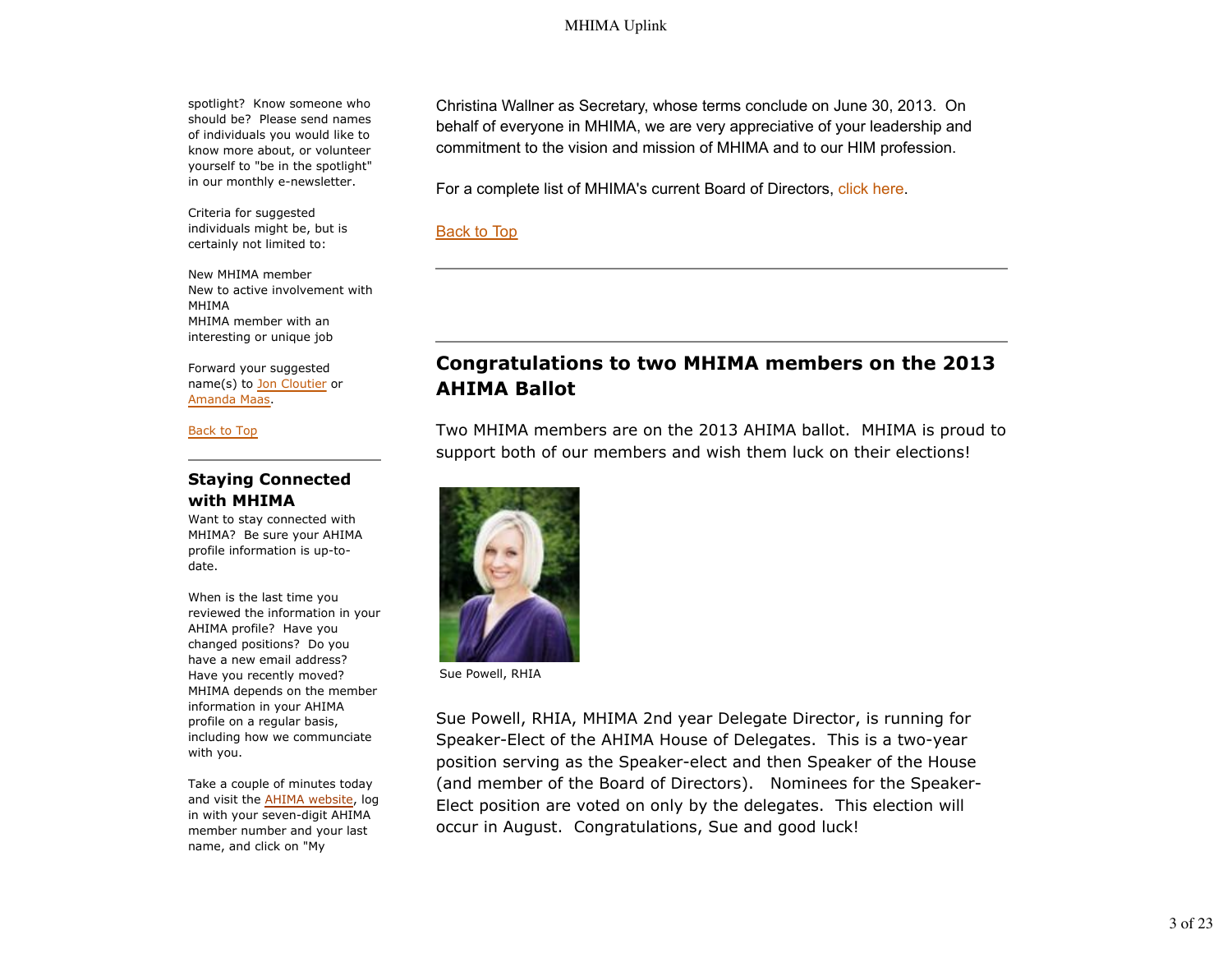spotlight? Know someone who should be? Please send names of individuals you would like to know more about, or volunteer yourself to "be in the spotlight" in our monthly e-newsletter.

Criteria for suggested individuals might be, but is certainly not limited to:

New MHIMA member
New to active involvement with MHIMA
MHIMA member with an interesting or unique job

Forward your suggested name(s) to Jon Cloutier or Amanda Maas.

Back to Top

---

## Staying Connected with MHIMA

Want to stay connected with MHIMA? Be sure your AHIMA profile information is up-to-date.

When is the last time you reviewed the information in your AHIMA profile? Have you changed positions? Do you have a new email address? Have you recently moved? MHIMA depends on the member information in your AHIMA profile on a regular basis, including how we communciate with you.

Take a couple of minutes today and visit the AHIMA website, log in with your seven-digit AHIMA member number and your last name, and click on "My

Christina Wallner as Secretary, whose terms conclude on June 30, 2013. On behalf of everyone in MHIMA, we are very appreciative of your leadership and commitment to the vision and mission of MHIMA and to our HIM profession.

For a complete list of MHIMA's current Board of Directors, click here.

Back to Top

---

## Congratulations to two MHIMA members on the 2013 AHIMA Ballot

Two MHIMA members are on the 2013 AHIMA ballot. MHIMA is proud to support both of our members and wish them luck on their elections!

Sue Powell, RHIA

Sue Powell, RHIA, MHIMA 2nd year Delegate Director, is running for Speaker-Elect of the AHIMA House of Delegates. This is a two-year position serving as the Speaker-elect and then Speaker of the House (and member of the Board of Directors). Nominees for the Speaker-Elect position are voted on only by the delegates. This election will occur in August. Congratulations, Sue and good luck!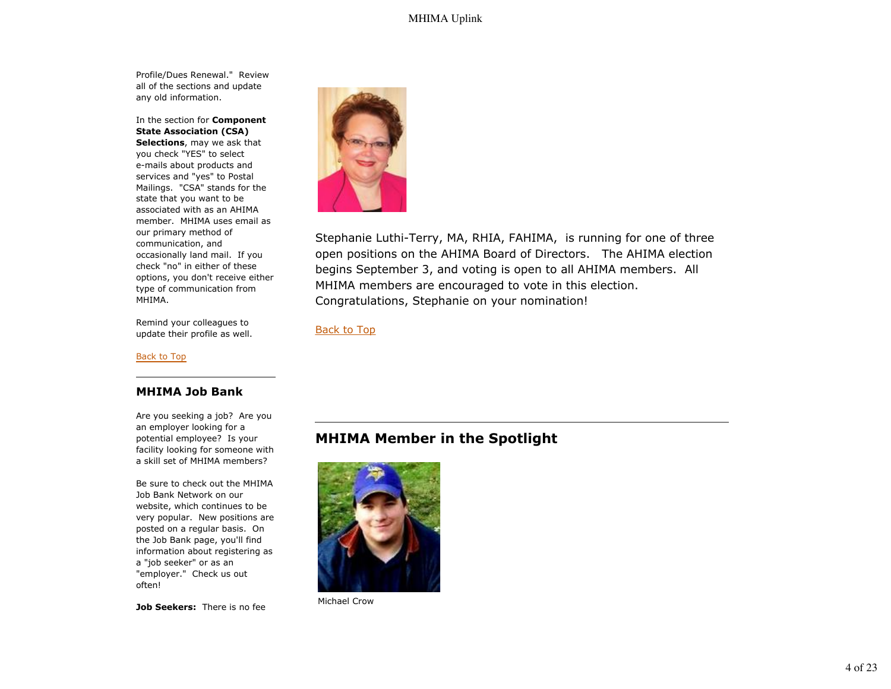Profile/Dues Renewal." Review all of the sections and update any old information.

In the section for **Component State Association (CSA) Selections**, may we ask that you check "YES" to select e-mails about products and services and "yes" to Postal Mailings. "CSA" stands for the state that you want to be associated with as an AHIMA member. MHIMA uses email as our primary method of communication, and occasionally land mail. If you check "no" in either of these options, you don't receive either type of communication from MHIMA.

Remind your colleagues to update their profile as well.

Back to Top

## MHIMA Job Bank

Are you seeking a job? Are you an employer looking for a potential employee? Is your facility looking for someone with a skill set of MHIMA members?

Be sure to check out the MHIMA Job Bank Network on our website, which continues to be very popular. New positions are posted on a regular basis. On the Job Bank page, you'll find information about registering as a "job seeker" or as an "employer." Check us out often!

**Job Seekers:** There is no fee

Stephanie Luthi-Terry, MA, RHIA, FAHIMA, is running for one of three open positions on the AHIMA Board of Directors. The AHIMA election begins September 3, and voting is open to all AHIMA members. All MHIMA members are encouraged to vote in this election. Congratulations, Stephanie on your nomination!

Back to Top

## MHIMA Member in the Spotlight

Michael Crow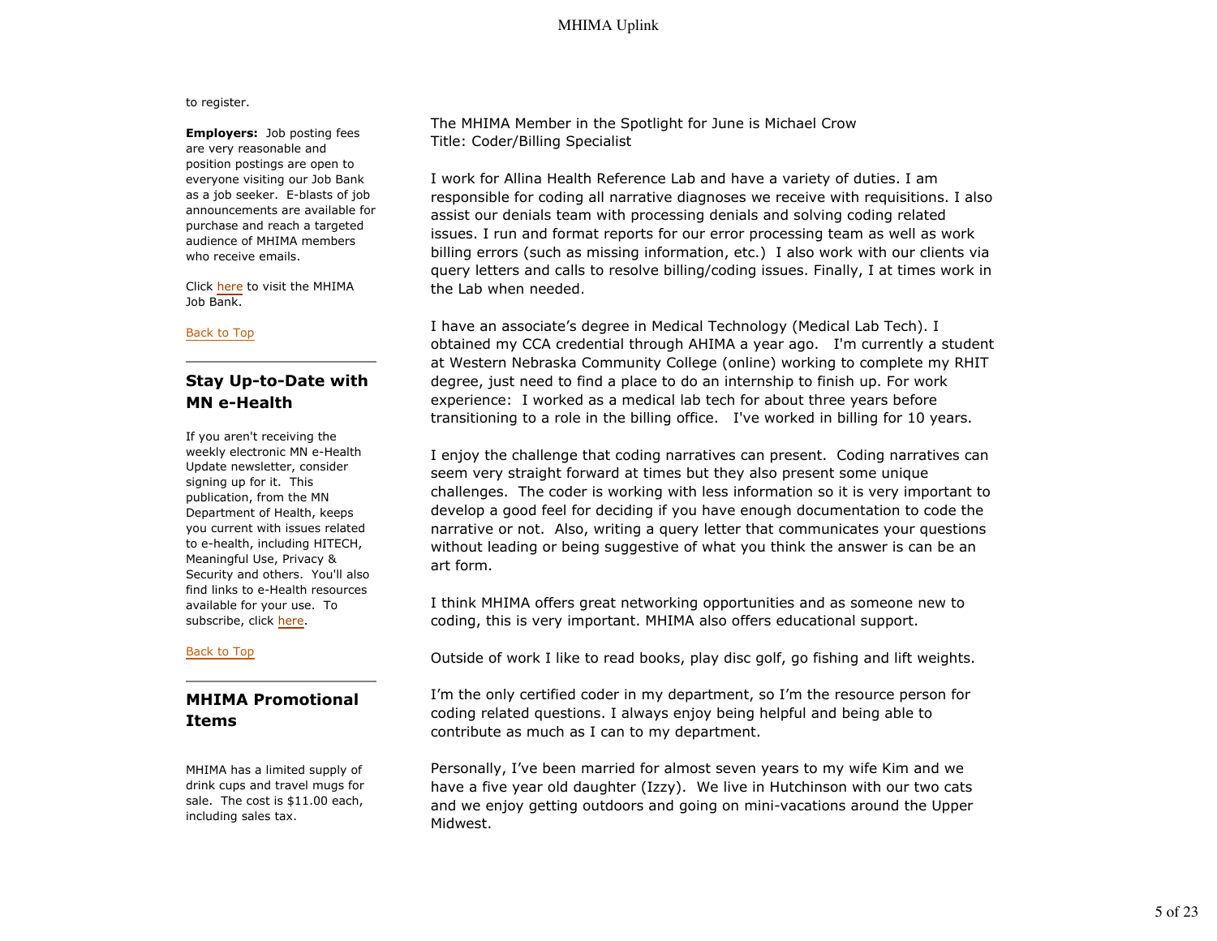to register.

**Employers:** Job posting fees are very reasonable and position postings are open to everyone visiting our Job Bank as a job seeker. E-blasts of job announcements are available for purchase and reach a targeted audience of MHIMA members who receive emails.

Click here to visit the MHIMA Job Bank.

Back to Top

## Stay Up-to-Date with MN e-Health

If you aren't receiving the weekly electronic MN e-Health Update newsletter, consider signing up for it. This publication, from the MN Department of Health, keeps you current with issues related to e-health, including HITECH, Meaningful Use, Privacy & Security and others. You'll also find links to e-Health resources available for your use. To subscribe, click here.

Back to Top

## MHIMA Promotional Items

MHIMA has a limited supply of drink cups and travel mugs for sale. The cost is $11.00 each, including sales tax.

The MHIMA Member in the Spotlight for June is Michael Crow
Title: Coder/Billing Specialist

I work for Allina Health Reference Lab and have a variety of duties. I am responsible for coding all narrative diagnoses we receive with requisitions. I also assist our denials team with processing denials and solving coding related issues. I run and format reports for our error processing team as well as work billing errors (such as missing information, etc.) I also work with our clients via query letters and calls to resolve billing/coding issues. Finally, I at times work in the Lab when needed.

I have an associate's degree in Medical Technology (Medical Lab Tech). I obtained my CCA credential through AHIMA a year ago. I'm currently a student at Western Nebraska Community College (online) working to complete my RHIT degree, just need to find a place to do an internship to finish up. For work experience: I worked as a medical lab tech for about three years before transitioning to a role in the billing office. I've worked in billing for 10 years.

I enjoy the challenge that coding narratives can present. Coding narratives can seem very straight forward at times but they also present some unique challenges. The coder is working with less information so it is very important to develop a good feel for deciding if you have enough documentation to code the narrative or not. Also, writing a query letter that communicates your questions without leading or being suggestive of what you think the answer is can be an art form.

I think MHIMA offers great networking opportunities and as someone new to coding, this is very important. MHIMA also offers educational support.

Outside of work I like to read books, play disc golf, go fishing and lift weights.

I'm the only certified coder in my department, so I'm the resource person for coding related questions. I always enjoy being helpful and being able to contribute as much as I can to my department.

Personally, I've been married for almost seven years to my wife Kim and we have a five year old daughter (Izzy). We live in Hutchinson with our two cats and we enjoy getting outdoors and going on mini-vacations around the Upper Midwest.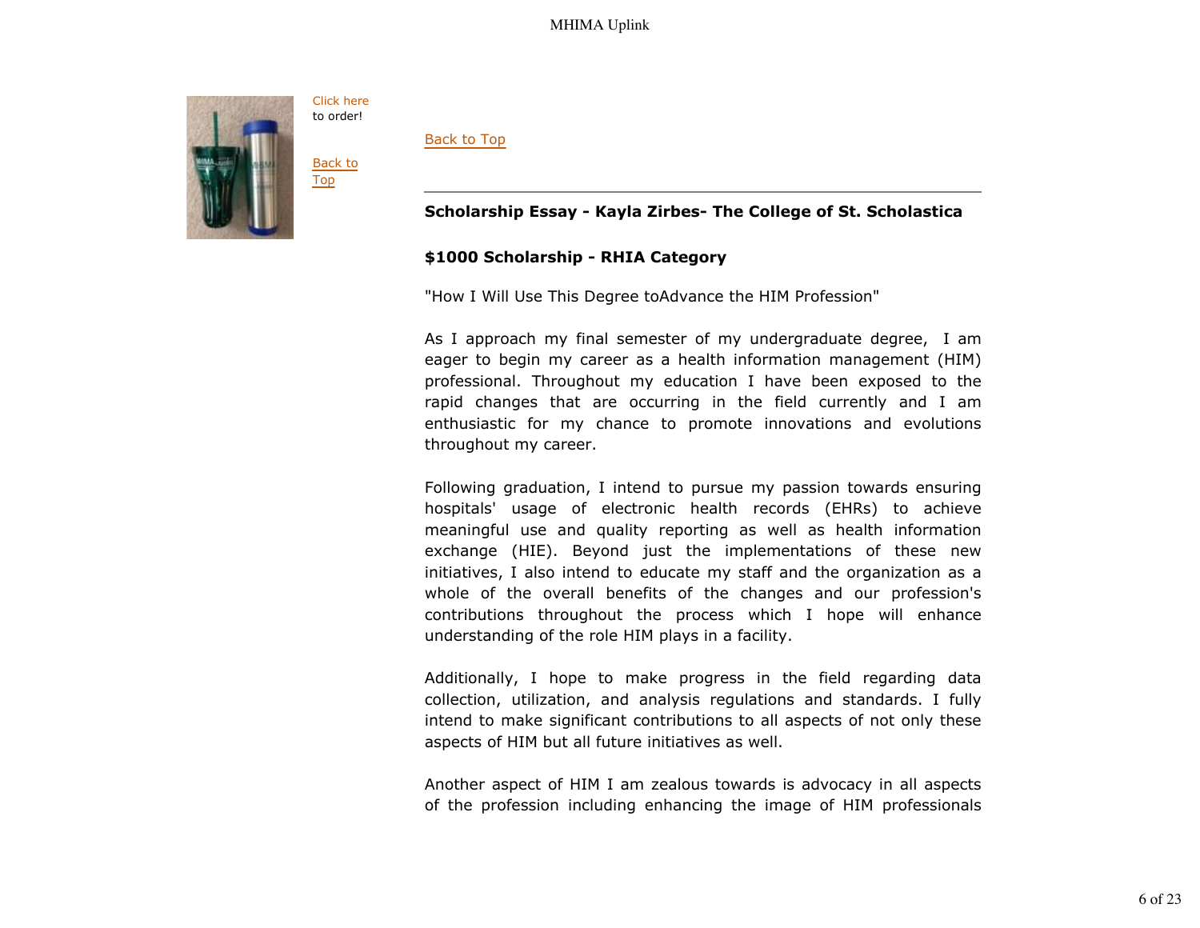Click here to order!

Back to Top

Back to Top

---

**Scholarship Essay - Kayla Zirbes- The College of St. Scholastica**

**$1000 Scholarship - RHIA Category**

"How I Will Use This Degree toAdvance the HIM Profession"

As I approach my final semester of my undergraduate degree, I am eager to begin my career as a health information management (HIM) professional. Throughout my education I have been exposed to the rapid changes that are occurring in the field currently and I am enthusiastic for my chance to promote innovations and evolutions throughout my career.

Following graduation, I intend to pursue my passion towards ensuring hospitals' usage of electronic health records (EHRs) to achieve meaningful use and quality reporting as well as health information exchange (HIE). Beyond just the implementations of these new initiatives, I also intend to educate my staff and the organization as a whole of the overall benefits of the changes and our profession's contributions throughout the process which I hope will enhance understanding of the role HIM plays in a facility.

Additionally, I hope to make progress in the field regarding data collection, utilization, and analysis regulations and standards. I fully intend to make significant contributions to all aspects of not only these aspects of HIM but all future initiatives as well.

Another aspect of HIM I am zealous towards is advocacy in all aspects of the profession including enhancing the image of HIM professionals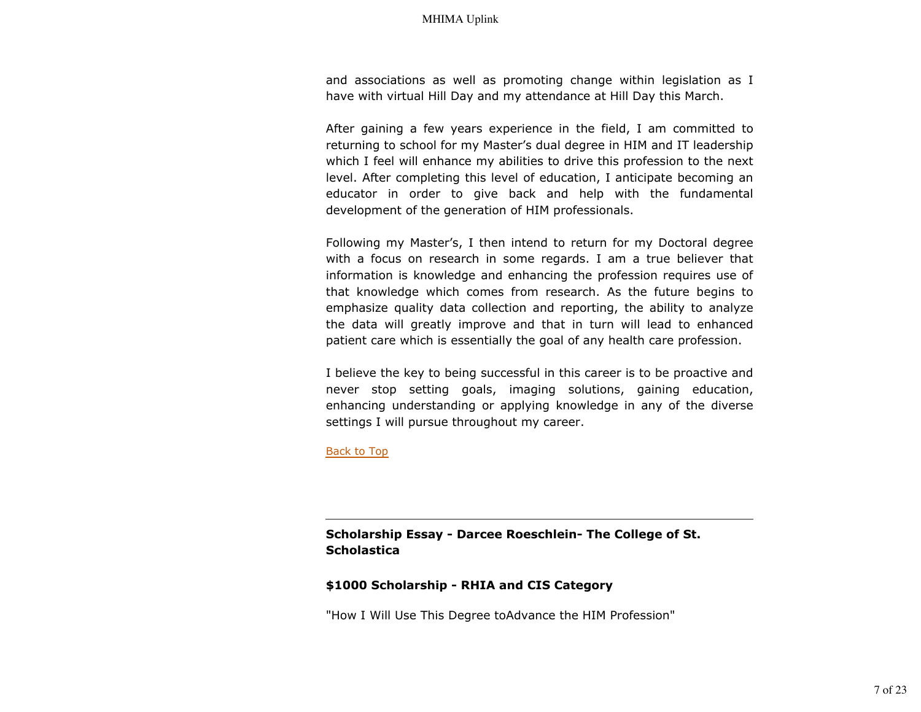and associations as well as promoting change within legislation as I have with virtual Hill Day and my attendance at Hill Day this March.

After gaining a few years experience in the field, I am committed to returning to school for my Master's dual degree in HIM and IT leadership which I feel will enhance my abilities to drive this profession to the next level. After completing this level of education, I anticipate becoming an educator in order to give back and help with the fundamental development of the generation of HIM professionals.

Following my Master's, I then intend to return for my Doctoral degree with a focus on research in some regards. I am a true believer that information is knowledge and enhancing the profession requires use of that knowledge which comes from research. As the future begins to emphasize quality data collection and reporting, the ability to analyze the data will greatly improve and that in turn will lead to enhanced patient care which is essentially the goal of any health care profession.

I believe the key to being successful in this career is to be proactive and never stop setting goals, imaging solutions, gaining education, enhancing understanding or applying knowledge in any of the diverse settings I will pursue throughout my career.

Back to Top

---

**Scholarship Essay - Darcee Roeschlein- The College of St. Scholastica**

**$1000 Scholarship - RHIA and CIS Category**

"How I Will Use This Degree toAdvance the HIM Profession"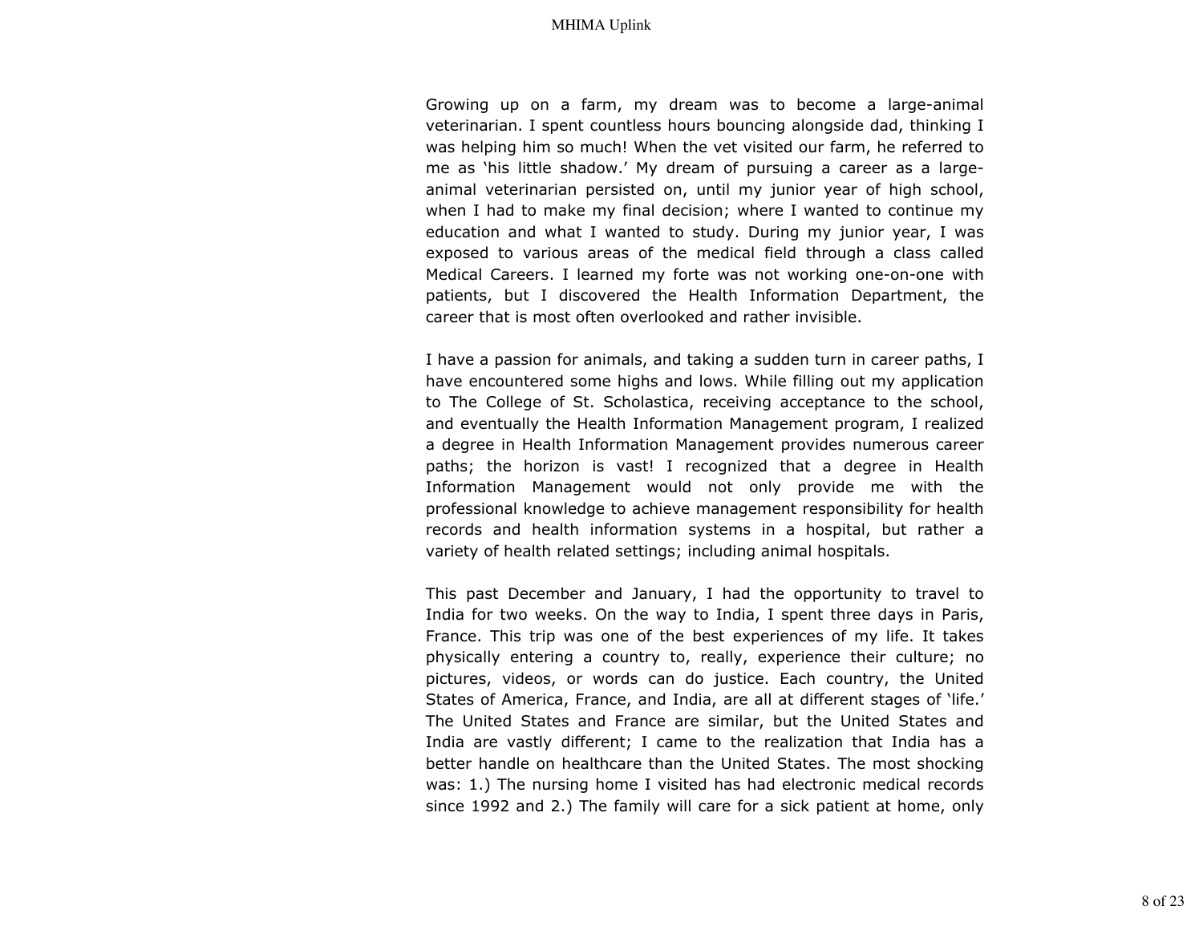Growing up on a farm, my dream was to become a large-animal veterinarian. I spent countless hours bouncing alongside dad, thinking I was helping him so much! When the vet visited our farm, he referred to me as 'his little shadow.' My dream of pursuing a career as a large-animal veterinarian persisted on, until my junior year of high school, when I had to make my final decision; where I wanted to continue my education and what I wanted to study. During my junior year, I was exposed to various areas of the medical field through a class called Medical Careers. I learned my forte was not working one-on-one with patients, but I discovered the Health Information Department, the career that is most often overlooked and rather invisible.

I have a passion for animals, and taking a sudden turn in career paths, I have encountered some highs and lows. While filling out my application to The College of St. Scholastica, receiving acceptance to the school, and eventually the Health Information Management program, I realized a degree in Health Information Management provides numerous career paths; the horizon is vast! I recognized that a degree in Health Information Management would not only provide me with the professional knowledge to achieve management responsibility for health records and health information systems in a hospital, but rather a variety of health related settings; including animal hospitals.

This past December and January, I had the opportunity to travel to India for two weeks. On the way to India, I spent three days in Paris, France. This trip was one of the best experiences of my life. It takes physically entering a country to, really, experience their culture; no pictures, videos, or words can do justice. Each country, the United States of America, France, and India, are all at different stages of 'life.' The United States and France are similar, but the United States and India are vastly different; I came to the realization that India has a better handle on healthcare than the United States. The most shocking was: 1.) The nursing home I visited has had electronic medical records since 1992 and 2.) The family will care for a sick patient at home, only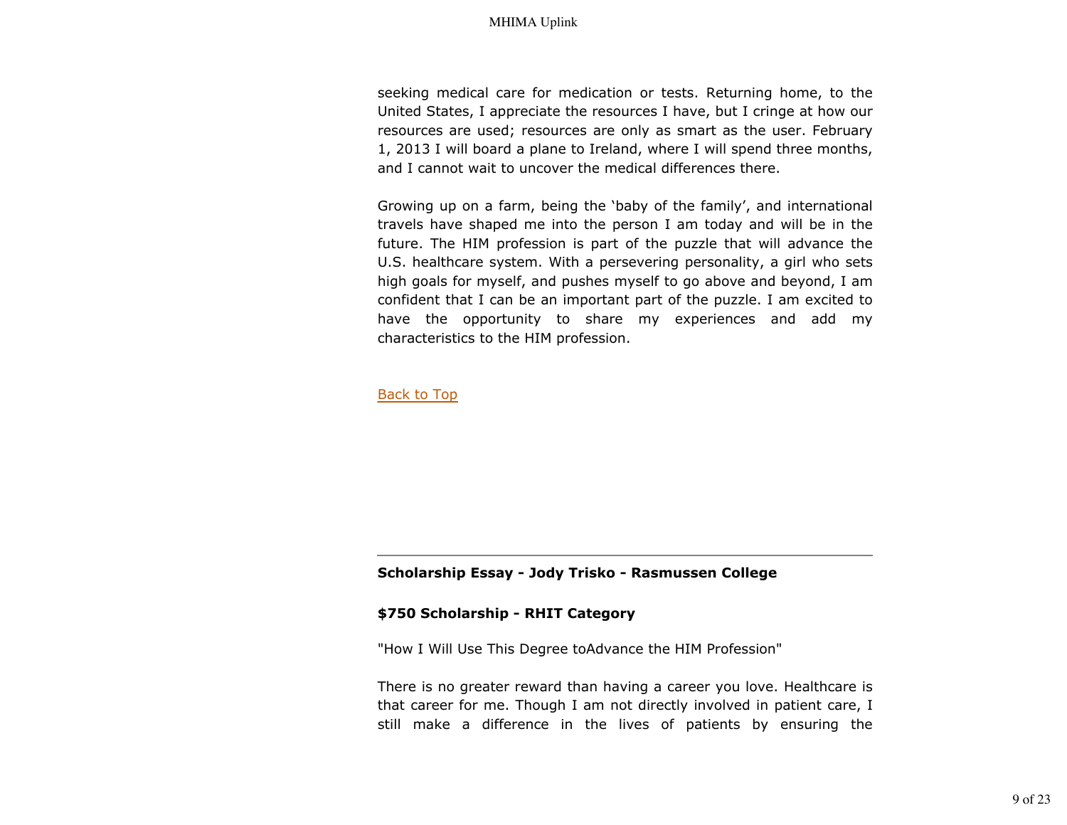seeking medical care for medication or tests. Returning home, to the United States, I appreciate the resources I have, but I cringe at how our resources are used; resources are only as smart as the user. February 1, 2013 I will board a plane to Ireland, where I will spend three months, and I cannot wait to uncover the medical differences there.

Growing up on a farm, being the 'baby of the family', and international travels have shaped me into the person I am today and will be in the future. The HIM profession is part of the puzzle that will advance the U.S. healthcare system. With a persevering personality, a girl who sets high goals for myself, and pushes myself to go above and beyond, I am confident that I can be an important part of the puzzle. I am excited to have the opportunity to share my experiences and add my characteristics to the HIM profession.

Back to Top

---

**Scholarship Essay - Jody Trisko - Rasmussen College**

**$750 Scholarship - RHIT Category**

"How I Will Use This Degree toAdvance the HIM Profession"

There is no greater reward than having a career you love. Healthcare is that career for me. Though I am not directly involved in patient care, I still make a difference in the lives of patients by ensuring the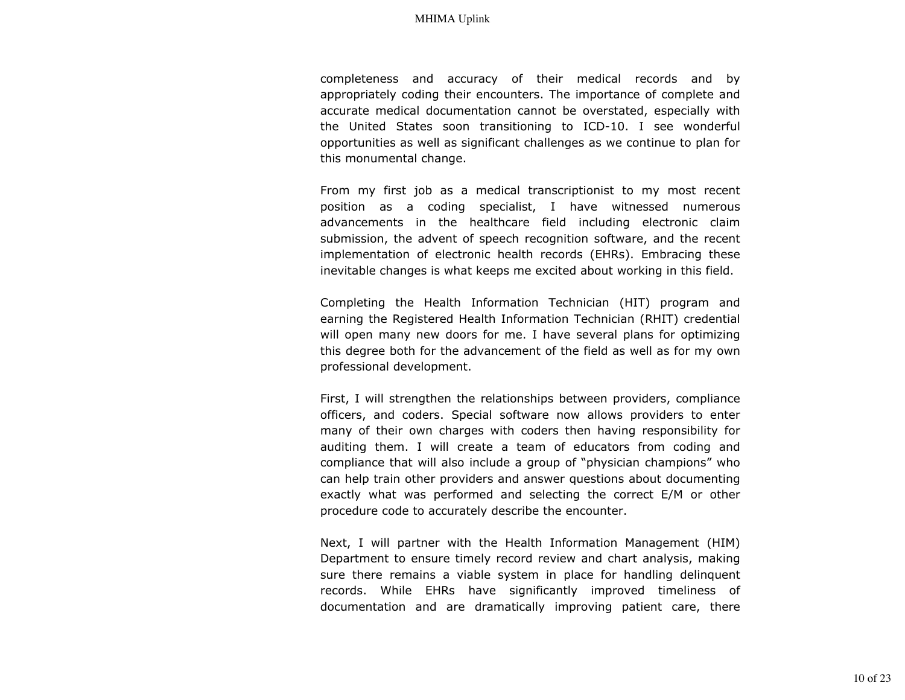completeness and accuracy of their medical records and by appropriately coding their encounters. The importance of complete and accurate medical documentation cannot be overstated, especially with the United States soon transitioning to ICD-10. I see wonderful opportunities as well as significant challenges as we continue to plan for this monumental change.

From my first job as a medical transcriptionist to my most recent position as a coding specialist, I have witnessed numerous advancements in the healthcare field including electronic claim submission, the advent of speech recognition software, and the recent implementation of electronic health records (EHRs). Embracing these inevitable changes is what keeps me excited about working in this field.

Completing the Health Information Technician (HIT) program and earning the Registered Health Information Technician (RHIT) credential will open many new doors for me. I have several plans for optimizing this degree both for the advancement of the field as well as for my own professional development.

First, I will strengthen the relationships between providers, compliance officers, and coders. Special software now allows providers to enter many of their own charges with coders then having responsibility for auditing them. I will create a team of educators from coding and compliance that will also include a group of "physician champions" who can help train other providers and answer questions about documenting exactly what was performed and selecting the correct E/M or other procedure code to accurately describe the encounter.

Next, I will partner with the Health Information Management (HIM) Department to ensure timely record review and chart analysis, making sure there remains a viable system in place for handling delinquent records. While EHRs have significantly improved timeliness of documentation and are dramatically improving patient care, there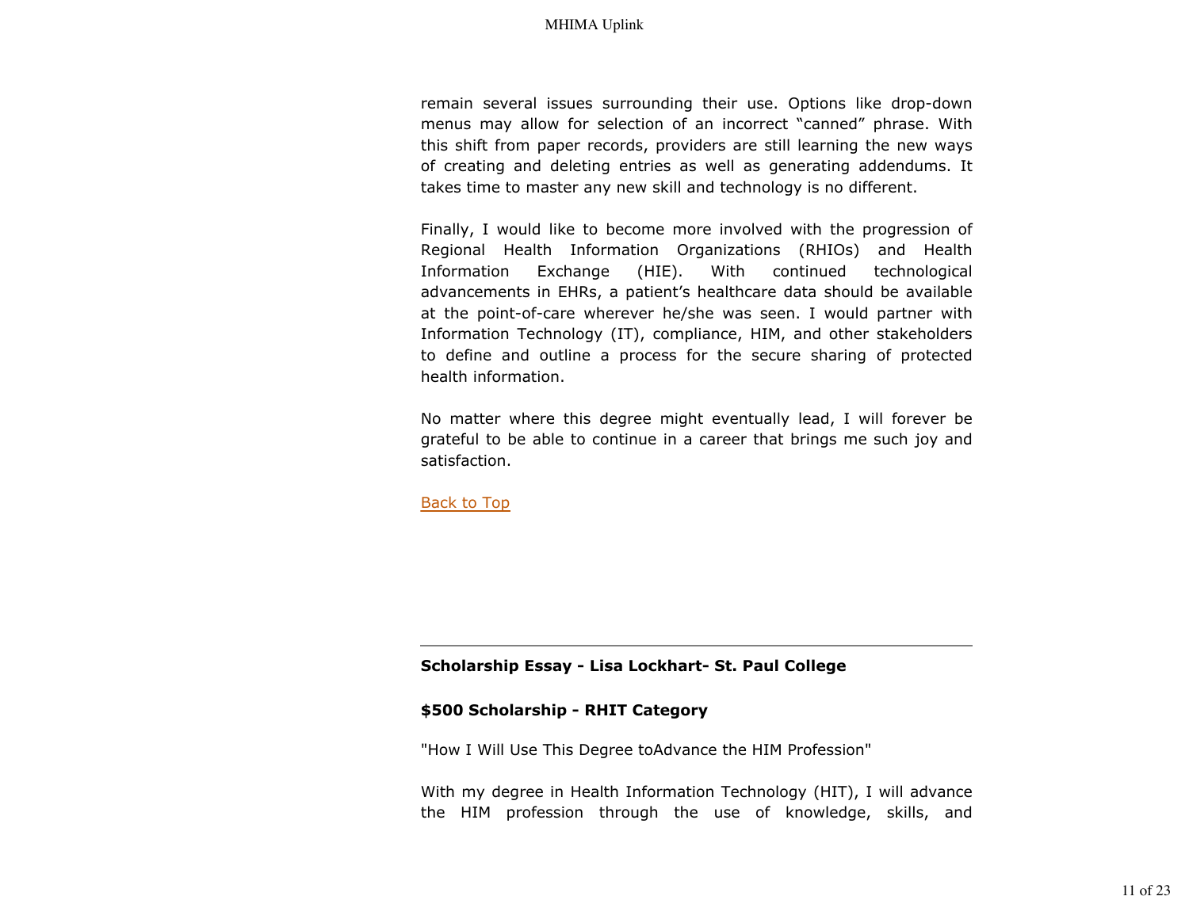remain several issues surrounding their use. Options like drop-down menus may allow for selection of an incorrect "canned" phrase. With this shift from paper records, providers are still learning the new ways of creating and deleting entries as well as generating addendums. It takes time to master any new skill and technology is no different.

Finally, I would like to become more involved with the progression of Regional Health Information Organizations (RHIOs) and Health Information Exchange (HIE). With continued technological advancements in EHRs, a patient's healthcare data should be available at the point-of-care wherever he/she was seen. I would partner with Information Technology (IT), compliance, HIM, and other stakeholders to define and outline a process for the secure sharing of protected health information.

No matter where this degree might eventually lead, I will forever be grateful to be able to continue in a career that brings me such joy and satisfaction.

Back to Top

---

**Scholarship Essay - Lisa Lockhart- St. Paul College**

**$500 Scholarship - RHIT Category**

"How I Will Use This Degree toAdvance the HIM Profession"

With my degree in Health Information Technology (HIT), I will advance the HIM profession through the use of knowledge, skills, and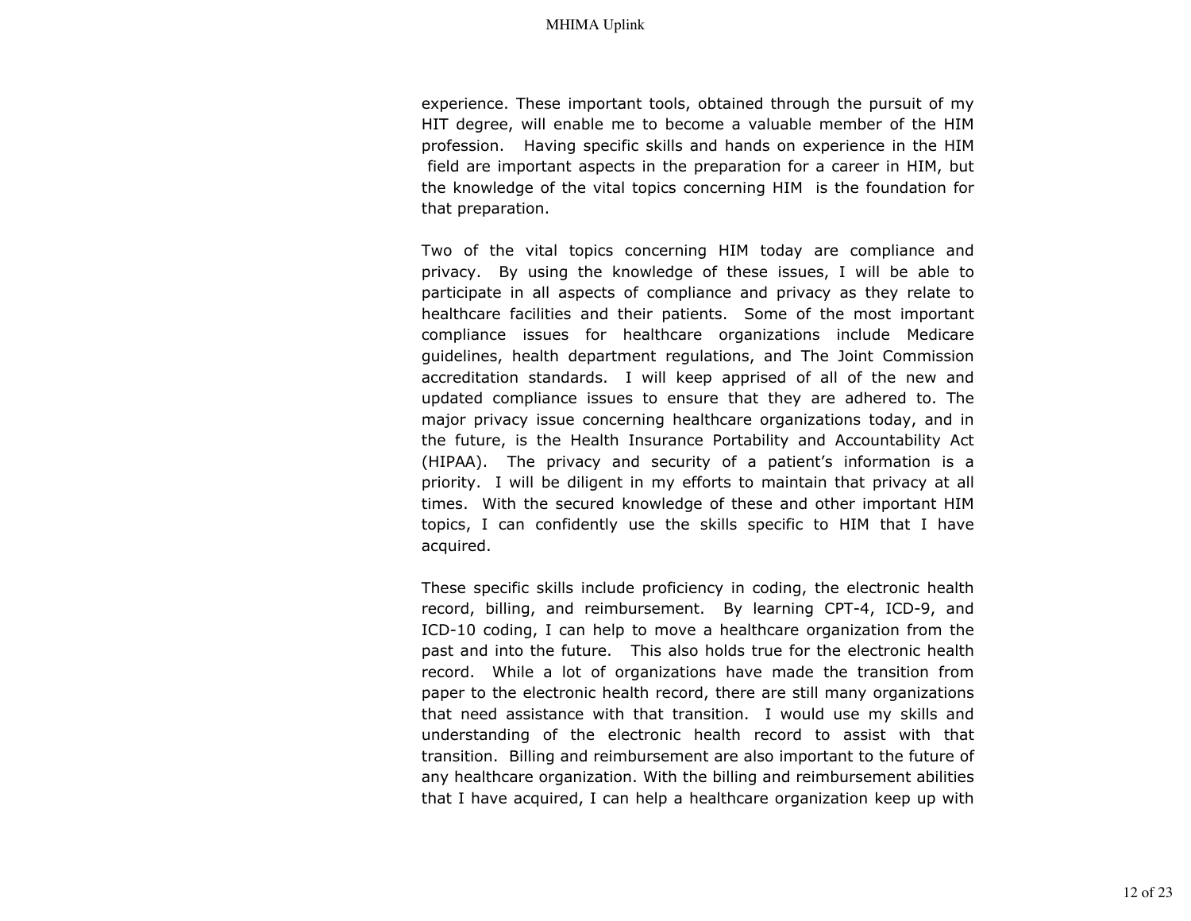experience. These important tools, obtained through the pursuit of my HIT degree, will enable me to become a valuable member of the HIM profession. Having specific skills and hands on experience in the HIM field are important aspects in the preparation for a career in HIM, but the knowledge of the vital topics concerning HIM is the foundation for that preparation.

Two of the vital topics concerning HIM today are compliance and privacy. By using the knowledge of these issues, I will be able to participate in all aspects of compliance and privacy as they relate to healthcare facilities and their patients. Some of the most important compliance issues for healthcare organizations include Medicare guidelines, health department regulations, and The Joint Commission accreditation standards. I will keep apprised of all of the new and updated compliance issues to ensure that they are adhered to. The major privacy issue concerning healthcare organizations today, and in the future, is the Health Insurance Portability and Accountability Act (HIPAA). The privacy and security of a patient's information is a priority. I will be diligent in my efforts to maintain that privacy at all times. With the secured knowledge of these and other important HIM topics, I can confidently use the skills specific to HIM that I have acquired.

These specific skills include proficiency in coding, the electronic health record, billing, and reimbursement. By learning CPT-4, ICD-9, and ICD-10 coding, I can help to move a healthcare organization from the past and into the future. This also holds true for the electronic health record. While a lot of organizations have made the transition from paper to the electronic health record, there are still many organizations that need assistance with that transition. I would use my skills and understanding of the electronic health record to assist with that transition. Billing and reimbursement are also important to the future of any healthcare organization. With the billing and reimbursement abilities that I have acquired, I can help a healthcare organization keep up with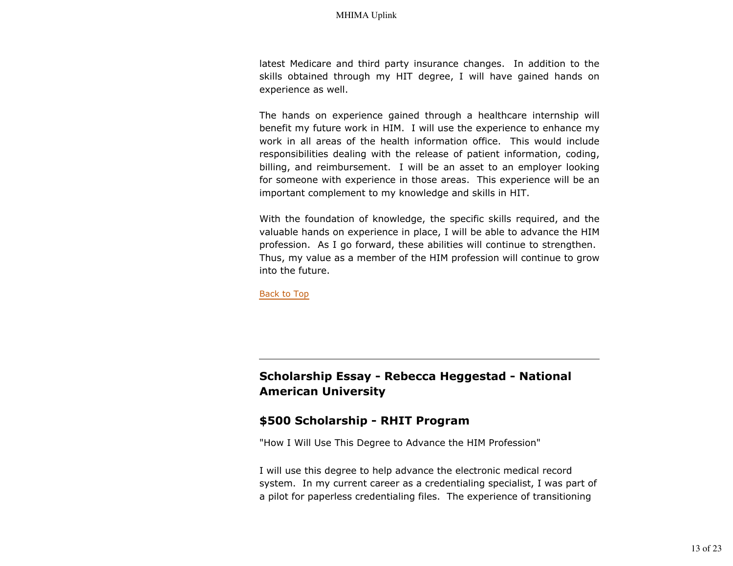latest Medicare and third party insurance changes.  In addition to the skills obtained through my HIT degree, I will have gained hands on experience as well.

The hands on experience gained through a healthcare internship will benefit my future work in HIM.  I will use the experience to enhance my work in all areas of the health information office.  This would include responsibilities dealing with the release of patient information, coding, billing, and reimbursement.  I will be an asset to an employer looking for someone with experience in those areas.  This experience will be an important complement to my knowledge and skills in HIT.

With the foundation of knowledge, the specific skills required, and the valuable hands on experience in place, I will be able to advance the HIM profession.  As I go forward, these abilities will continue to strengthen.  Thus, my value as a member of the HIM profession will continue to grow into the future.

Back to Top

---

## Scholarship Essay - Rebecca Heggestad - National American University

## $500 Scholarship - RHIT Program

"How I Will Use This Degree to Advance the HIM Profession"

I will use this degree to help advance the electronic medical record system.  In my current career as a credentialing specialist, I was part of a pilot for paperless credentialing files.  The experience of transitioning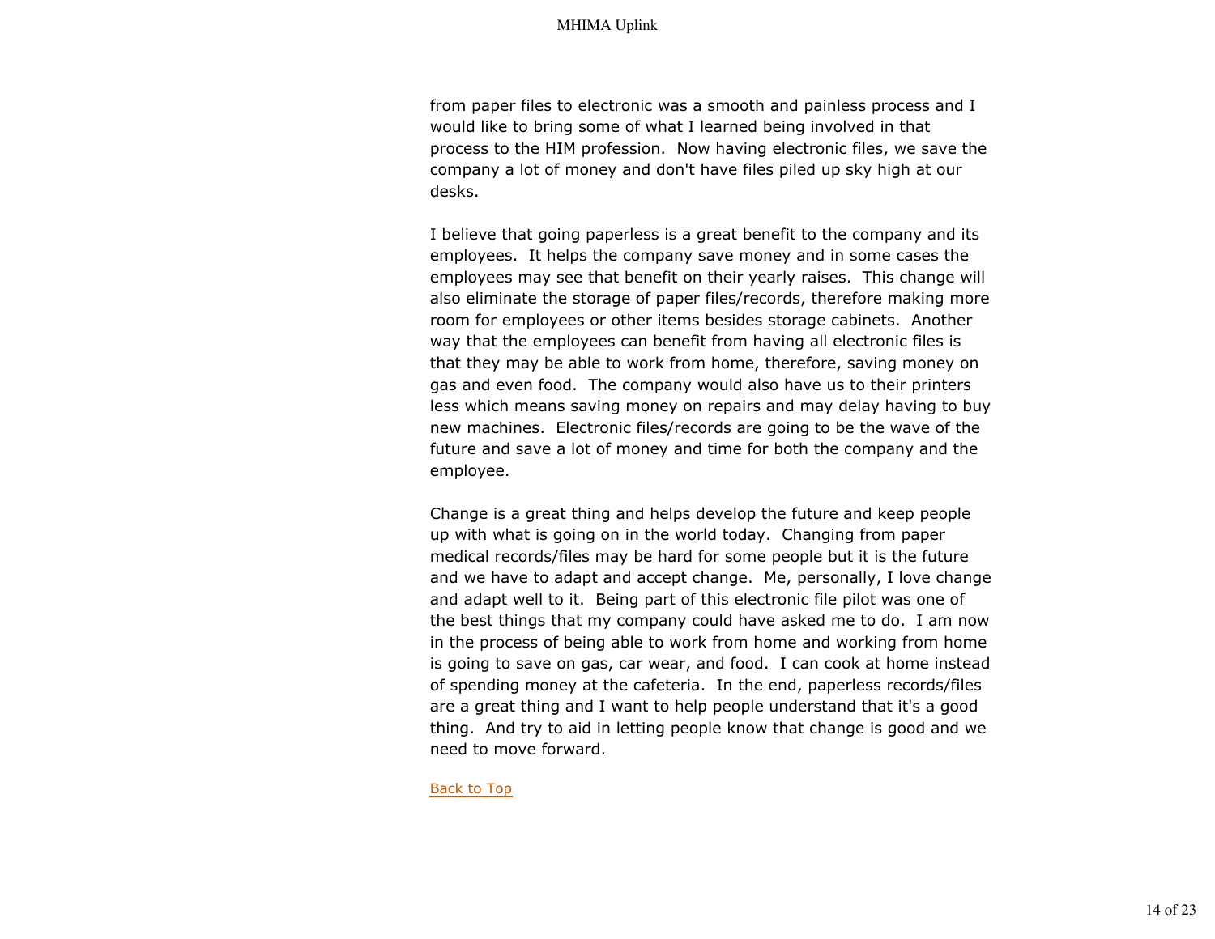from paper files to electronic was a smooth and painless process and I would like to bring some of what I learned being involved in that process to the HIM profession. Now having electronic files, we save the company a lot of money and don't have files piled up sky high at our desks.

I believe that going paperless is a great benefit to the company and its employees. It helps the company save money and in some cases the employees may see that benefit on their yearly raises. This change will also eliminate the storage of paper files/records, therefore making more room for employees or other items besides storage cabinets. Another way that the employees can benefit from having all electronic files is that they may be able to work from home, therefore, saving money on gas and even food. The company would also have us to their printers less which means saving money on repairs and may delay having to buy new machines. Electronic files/records are going to be the wave of the future and save a lot of money and time for both the company and the employee.

Change is a great thing and helps develop the future and keep people up with what is going on in the world today. Changing from paper medical records/files may be hard for some people but it is the future and we have to adapt and accept change. Me, personally, I love change and adapt well to it. Being part of this electronic file pilot was one of the best things that my company could have asked me to do. I am now in the process of being able to work from home and working from home is going to save on gas, car wear, and food. I can cook at home instead of spending money at the cafeteria. In the end, paperless records/files are a great thing and I want to help people understand that it's a good thing. And try to aid in letting people know that change is good and we need to move forward.

Back to Top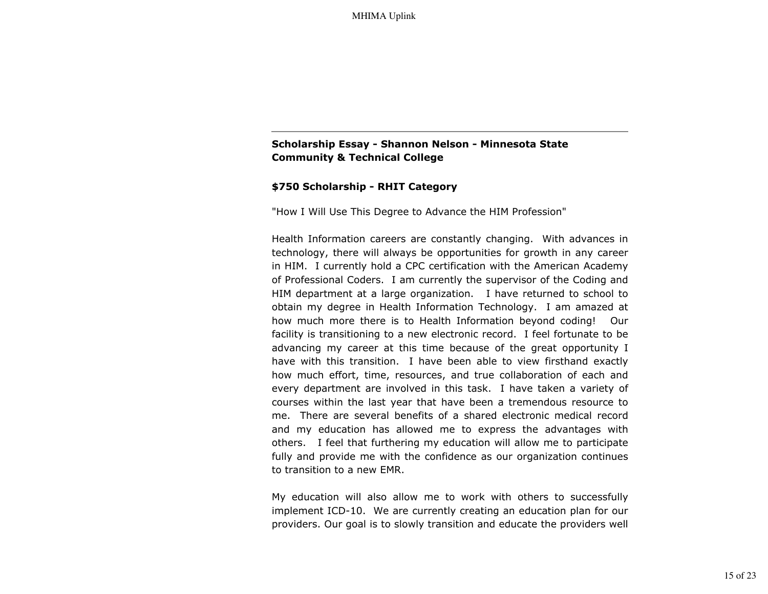---

**Scholarship Essay - Shannon Nelson - Minnesota State Community & Technical College**

**$750 Scholarship - RHIT Category**

"How I Will Use This Degree to Advance the HIM Profession"

Health Information careers are constantly changing. With advances in technology, there will always be opportunities for growth in any career in HIM. I currently hold a CPC certification with the American Academy of Professional Coders. I am currently the supervisor of the Coding and HIM department at a large organization. I have returned to school to obtain my degree in Health Information Technology. I am amazed at how much more there is to Health Information beyond coding! Our facility is transitioning to a new electronic record. I feel fortunate to be advancing my career at this time because of the great opportunity I have with this transition. I have been able to view firsthand exactly how much effort, time, resources, and true collaboration of each and every department are involved in this task. I have taken a variety of courses within the last year that have been a tremendous resource to me. There are several benefits of a shared electronic medical record and my education has allowed me to express the advantages with others. I feel that furthering my education will allow me to participate fully and provide me with the confidence as our organization continues to transition to a new EMR.

My education will also allow me to work with others to successfully implement ICD-10. We are currently creating an education plan for our providers. Our goal is to slowly transition and educate the providers well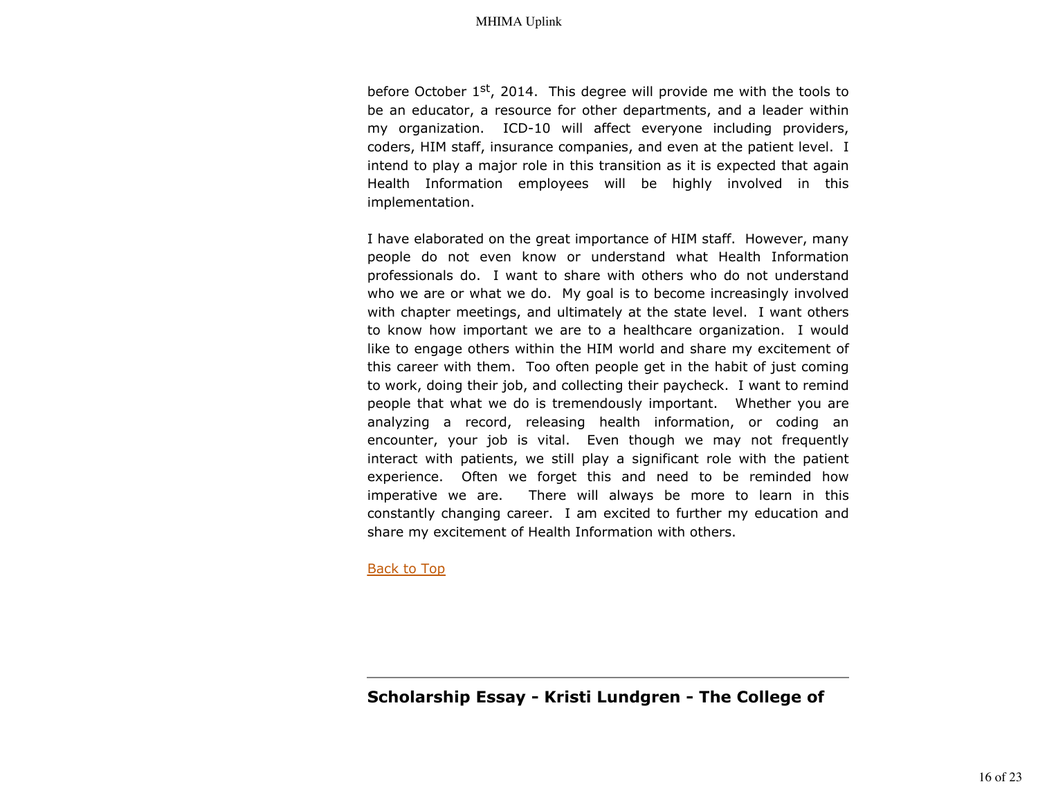before October 1st, 2014. This degree will provide me with the tools to be an educator, a resource for other departments, and a leader within my organization. ICD-10 will affect everyone including providers, coders, HIM staff, insurance companies, and even at the patient level. I intend to play a major role in this transition as it is expected that again Health Information employees will be highly involved in this implementation.

I have elaborated on the great importance of HIM staff. However, many people do not even know or understand what Health Information professionals do. I want to share with others who do not understand who we are or what we do. My goal is to become increasingly involved with chapter meetings, and ultimately at the state level. I want others to know how important we are to a healthcare organization. I would like to engage others within the HIM world and share my excitement of this career with them. Too often people get in the habit of just coming to work, doing their job, and collecting their paycheck. I want to remind people that what we do is tremendously important. Whether you are analyzing a record, releasing health information, or coding an encounter, your job is vital. Even though we may not frequently interact with patients, we still play a significant role with the patient experience. Often we forget this and need to be reminded how imperative we are. There will always be more to learn in this constantly changing career. I am excited to further my education and share my excitement of Health Information with others.

Back to Top

---

## Scholarship Essay - Kristi Lundgren - The College of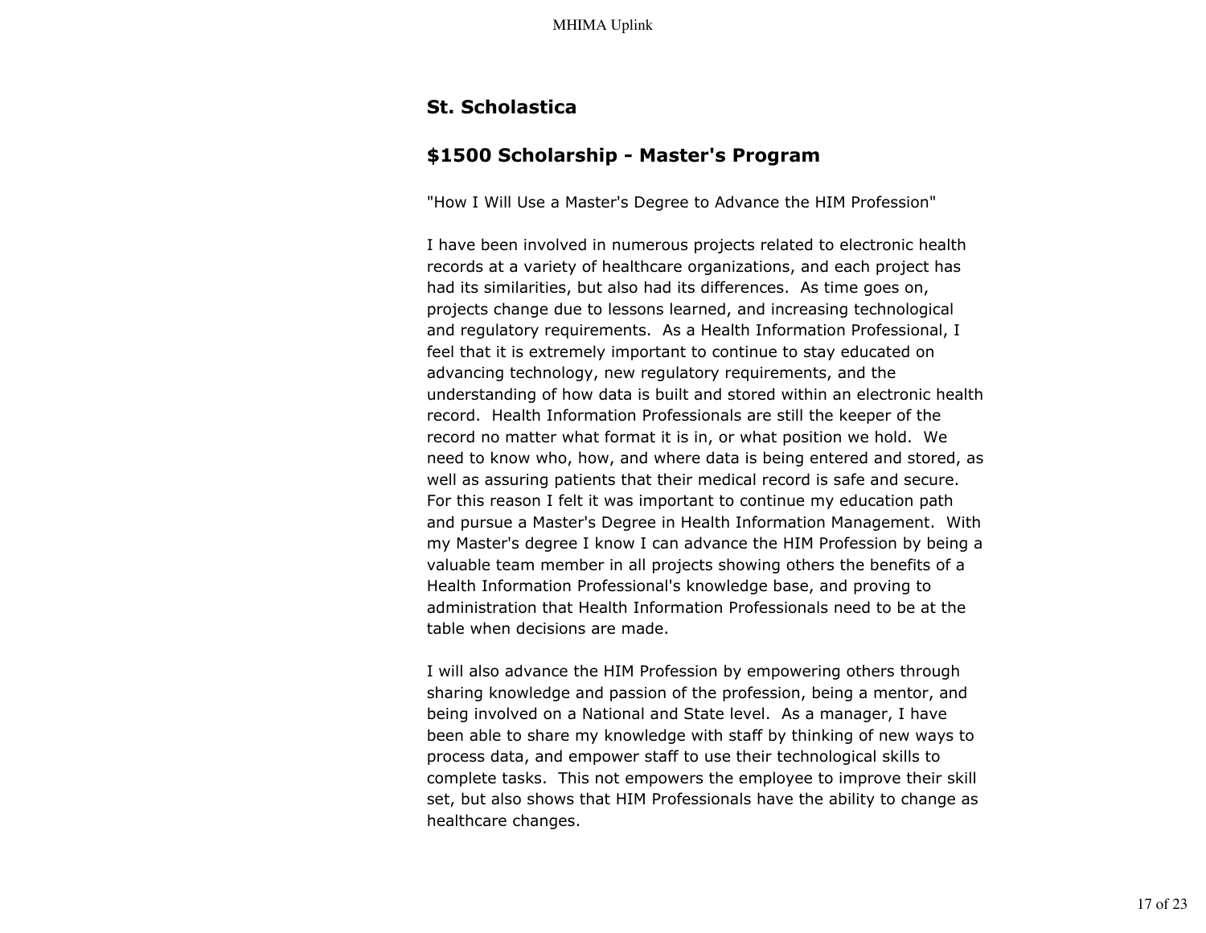## St. Scholastica

## $1500 Scholarship - Master's Program

"How I Will Use a Master's Degree to Advance the HIM Profession"

I have been involved in numerous projects related to electronic health records at a variety of healthcare organizations, and each project has had its similarities, but also had its differences. As time goes on, projects change due to lessons learned, and increasing technological and regulatory requirements. As a Health Information Professional, I feel that it is extremely important to continue to stay educated on advancing technology, new regulatory requirements, and the understanding of how data is built and stored within an electronic health record. Health Information Professionals are still the keeper of the record no matter what format it is in, or what position we hold. We need to know who, how, and where data is being entered and stored, as well as assuring patients that their medical record is safe and secure. For this reason I felt it was important to continue my education path and pursue a Master's Degree in Health Information Management. With my Master's degree I know I can advance the HIM Profession by being a valuable team member in all projects showing others the benefits of a Health Information Professional's knowledge base, and proving to administration that Health Information Professionals need to be at the table when decisions are made.

I will also advance the HIM Profession by empowering others through sharing knowledge and passion of the profession, being a mentor, and being involved on a National and State level. As a manager, I have been able to share my knowledge with staff by thinking of new ways to process data, and empower staff to use their technological skills to complete tasks. This not empowers the employee to improve their skill set, but also shows that HIM Professionals have the ability to change as healthcare changes.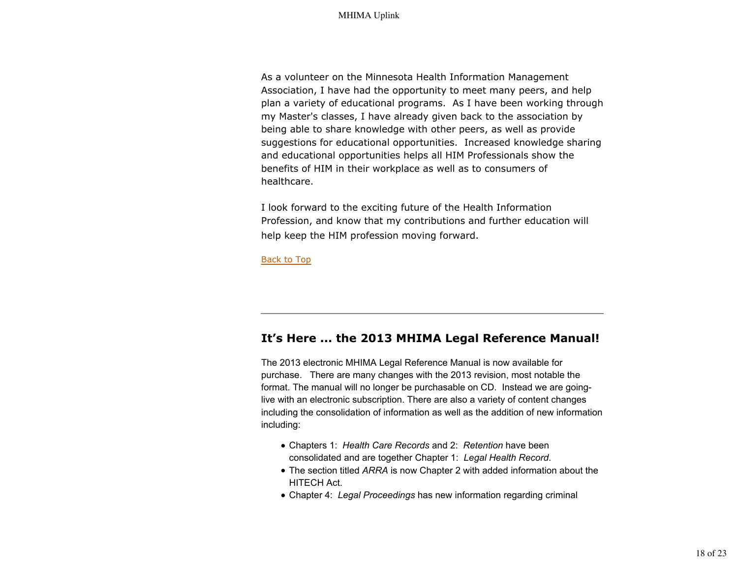As a volunteer on the Minnesota Health Information Management Association, I have had the opportunity to meet many peers, and help plan a variety of educational programs.  As I have been working through my Master's classes, I have already given back to the association by being able to share knowledge with other peers, as well as provide suggestions for educational opportunities.  Increased knowledge sharing and educational opportunities helps all HIM Professionals show the benefits of HIM in their workplace as well as to consumers of healthcare.

I look forward to the exciting future of the Health Information Profession, and know that my contributions and further education will help keep the HIM profession moving forward.

Back to Top

---

## It's Here ... the 2013 MHIMA Legal Reference Manual!

The 2013 electronic MHIMA Legal Reference Manual is now available for purchase.   There are many changes with the 2013 revision, most notable the format. The manual will no longer be purchasable on CD.  Instead we are going-live with an electronic subscription. There are also a variety of content changes including the consolidation of information as well as the addition of new information including:

- Chapters 1:  *Health Care Records* and 2:  *Retention* have been consolidated and are together Chapter 1:  *Legal Health Record*.
- The section titled *ARRA* is now Chapter 2 with added information about the HITECH Act.
- Chapter 4:  *Legal Proceedings* has new information regarding criminal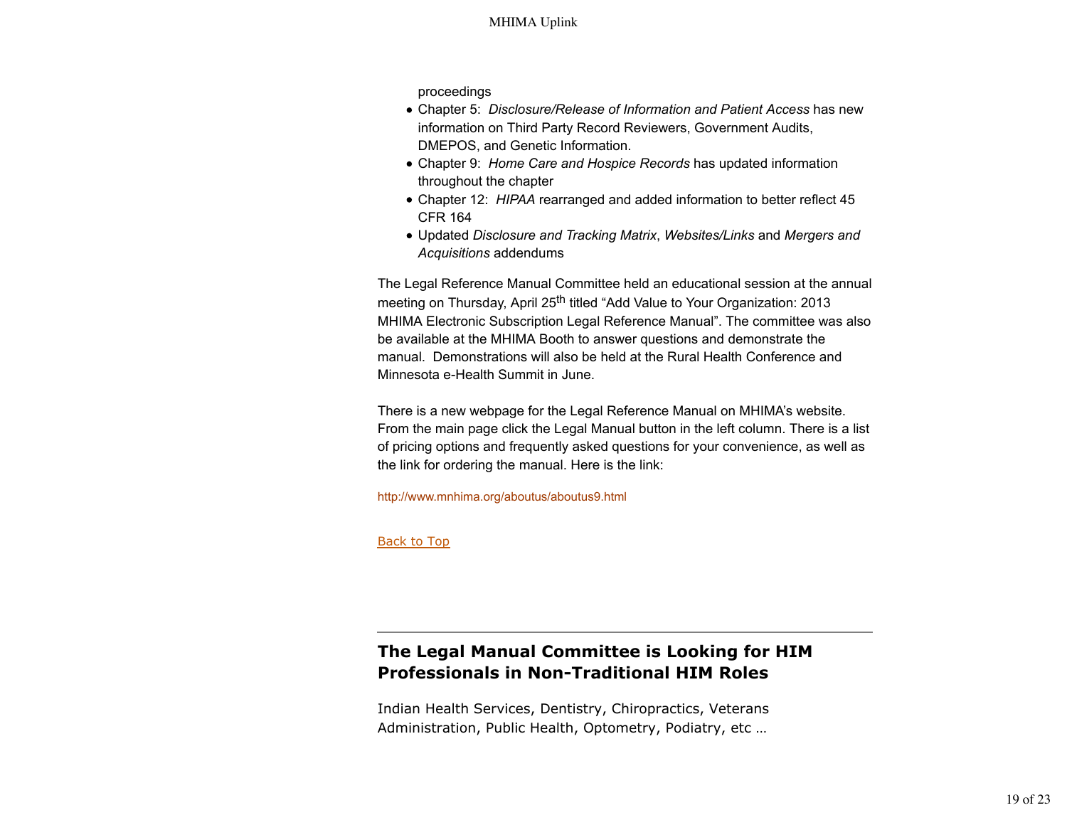proceedings

- Chapter 5: *Disclosure/Release of Information and Patient Access* has new information on Third Party Record Reviewers, Government Audits, DMEPOS, and Genetic Information.
- Chapter 9: *Home Care and Hospice Records* has updated information throughout the chapter
- Chapter 12: *HIPAA* rearranged and added information to better reflect 45 CFR 164
- Updated *Disclosure and Tracking Matrix*, *Websites/Links* and *Mergers and Acquisitions* addendums

The Legal Reference Manual Committee held an educational session at the annual meeting on Thursday, April 25th titled "Add Value to Your Organization: 2013 MHIMA Electronic Subscription Legal Reference Manual". The committee was also be available at the MHIMA Booth to answer questions and demonstrate the manual. Demonstrations will also be held at the Rural Health Conference and Minnesota e-Health Summit in June.

There is a new webpage for the Legal Reference Manual on MHIMA's website. From the main page click the Legal Manual button in the left column. There is a list of pricing options and frequently asked questions for your convenience, as well as the link for ordering the manual. Here is the link:

http://www.mnhima.org/aboutus/aboutus9.html

Back to Top

---

## The Legal Manual Committee is Looking for HIM Professionals in Non-Traditional HIM Roles

Indian Health Services, Dentistry, Chiropractics, Veterans Administration, Public Health, Optometry, Podiatry, etc …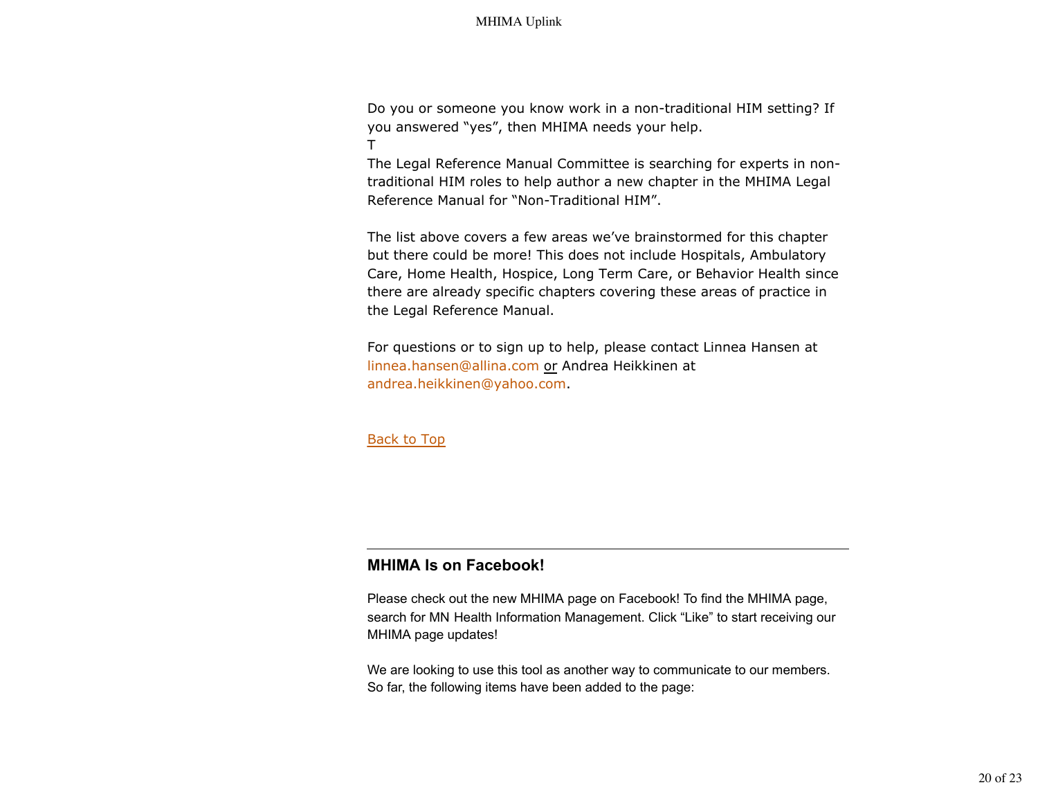Do you or someone you know work in a non-traditional HIM setting? If you answered “yes”, then MHIMA needs your help.
T
The Legal Reference Manual Committee is searching for experts in non-traditional HIM roles to help author a new chapter in the MHIMA Legal Reference Manual for “Non-Traditional HIM”.

The list above covers a few areas we’ve brainstormed for this chapter but there could be more! This does not include Hospitals, Ambulatory Care, Home Health, Hospice, Long Term Care, or Behavior Health since there are already specific chapters covering these areas of practice in the Legal Reference Manual.

For questions or to sign up to help, please contact Linnea Hansen at linnea.hansen@allina.com or Andrea Heikkinen at andrea.heikkinen@yahoo.com.

Back to Top

---

## MHIMA Is on Facebook!

Please check out the new MHIMA page on Facebook! To find the MHIMA page, search for MN Health Information Management. Click “Like” to start receiving our MHIMA page updates!

We are looking to use this tool as another way to communicate to our members. So far, the following items have been added to the page: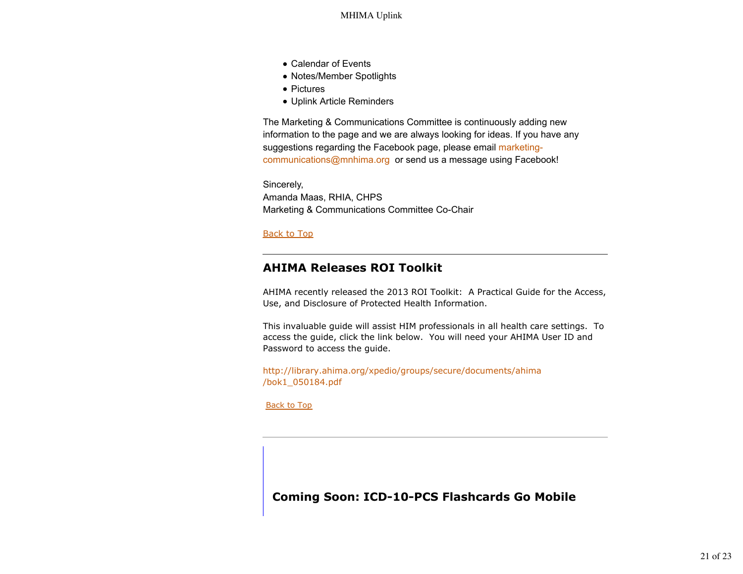- Calendar of Events
- Notes/Member Spotlights
- Pictures
- Uplink Article Reminders

The Marketing & Communications Committee is continuously adding new information to the page and we are always looking for ideas. If you have any suggestions regarding the Facebook page, please email marketing-communications@mnhima.org or send us a message using Facebook!

Sincerely,
Amanda Maas, RHIA, CHPS
Marketing & Communications Committee Co-Chair

Back to Top

---

## AHIMA Releases ROI Toolkit

AHIMA recently released the 2013 ROI Toolkit: A Practical Guide for the Access, Use, and Disclosure of Protected Health Information.

This invaluable guide will assist HIM professionals in all health care settings. To access the guide, click the link below. You will need your AHIMA User ID and Password to access the guide.

http://library.ahima.org/xpedio/groups/secure/documents/ahima/bok1_050184.pdf

Back to Top

---

## Coming Soon: ICD-10-PCS Flashcards Go Mobile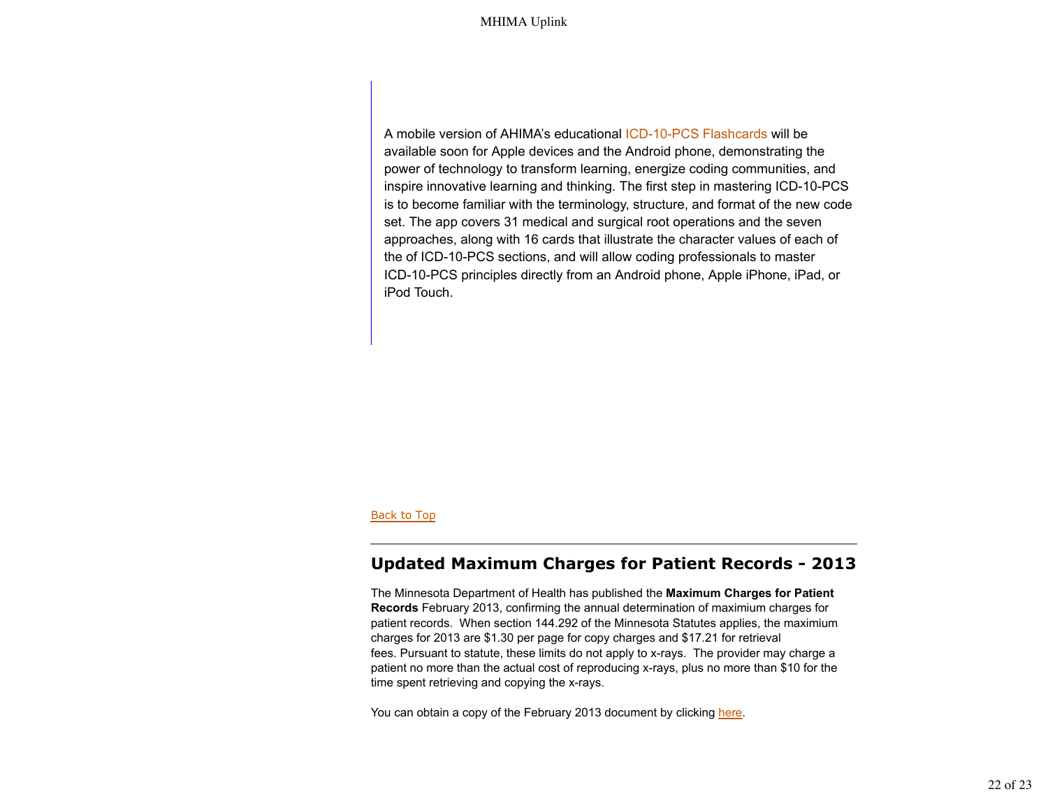A mobile version of AHIMA's educational ICD-10-PCS Flashcards will be available soon for Apple devices and the Android phone, demonstrating the power of technology to transform learning, energize coding communities, and inspire innovative learning and thinking. The first step in mastering ICD-10-PCS is to become familiar with the terminology, structure, and format of the new code set. The app covers 31 medical and surgical root operations and the seven approaches, along with 16 cards that illustrate the character values of each of the of ICD-10-PCS sections, and will allow coding professionals to master ICD-10-PCS principles directly from an Android phone, Apple iPhone, iPad, or iPod Touch.

Back to Top

## Updated Maximum Charges for Patient Records - 2013

The Minnesota Department of Health has published the **Maximum Charges for Patient Records** February 2013, confirming the annual determination of maximium charges for patient records. When section 144.292 of the Minnesota Statutes applies, the maximium charges for 2013 are $1.30 per page for copy charges and $17.21 for retrieval fees. Pursuant to statute, these limits do not apply to x-rays. The provider may charge a patient no more than the actual cost of reproducing x-rays, plus no more than $10 for the time spent retrieving and copying the x-rays.

You can obtain a copy of the February 2013 document by clicking here.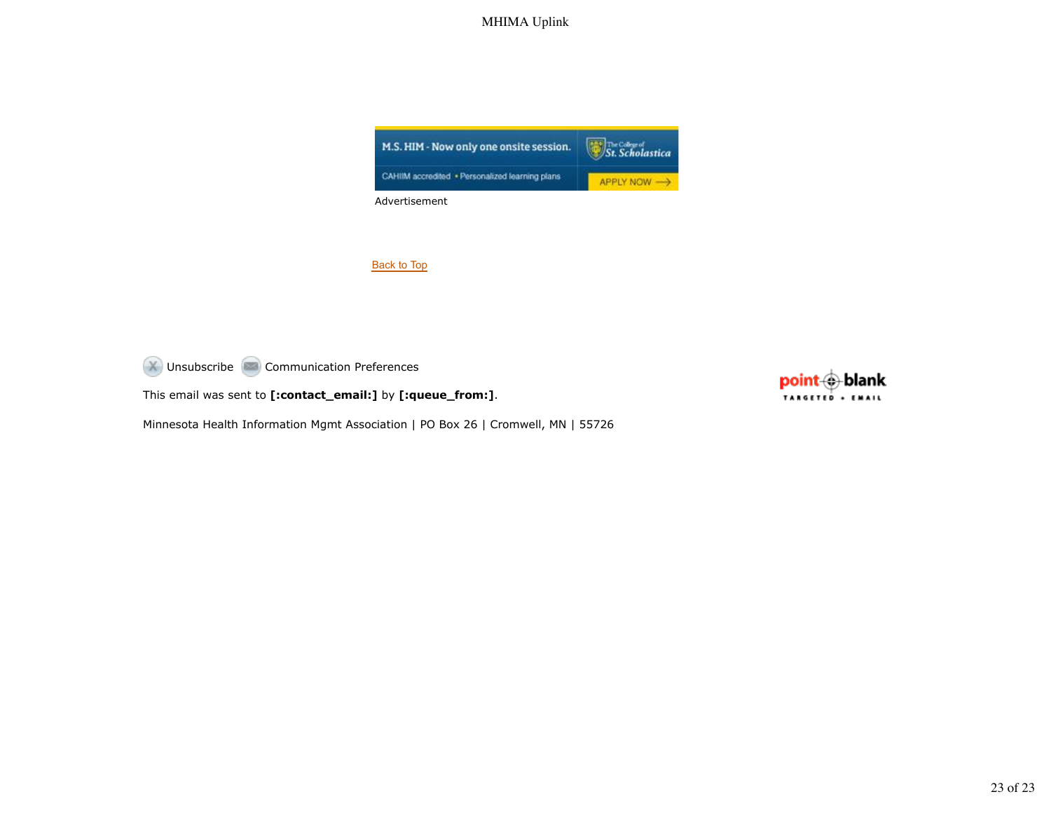M.S. HIM - Now only one onsite session. The College of St. Scholastica

CAHIIM accredited • Personalized learning plans APPLY NOW

Advertisement

Back to Top

Unsubscribe Communication Preferences

This email was sent to **[:contact_email:]** by **[:queue_from:]**.

Minnesota Health Information Mgmt Association | PO Box 26 | Cromwell, MN | 55726

point blank TARGETED • EMAIL